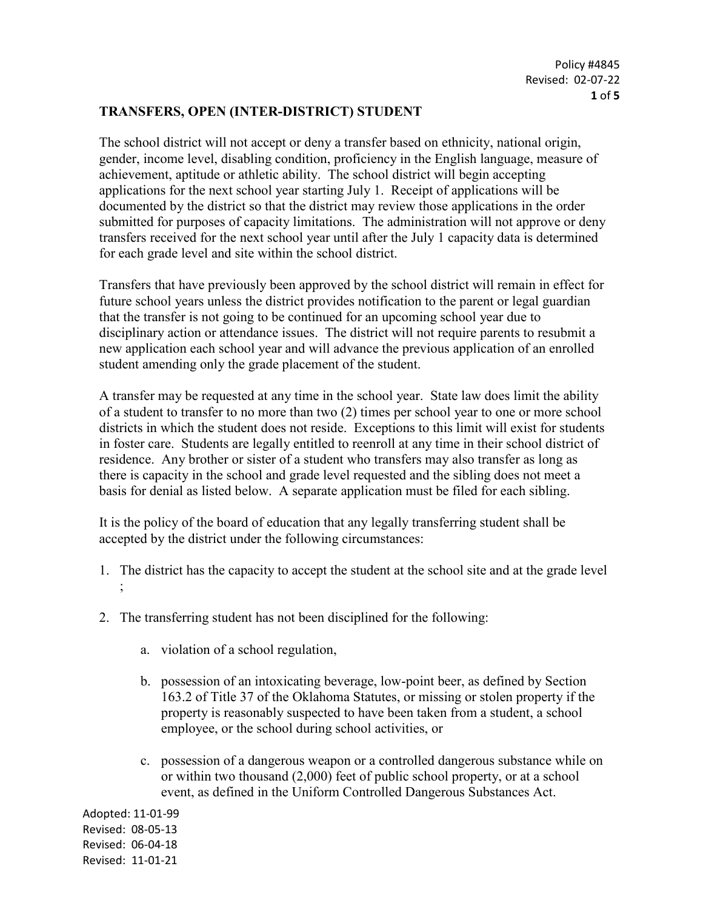## TRANSFERS, OPEN (INTER-DISTRICT) STUDENT

The school district will not accept or deny a transfer based on ethnicity, national origin, gender, income level, disabling condition, proficiency in the English language, measure of achievement, aptitude or athletic ability. The school district will begin accepting applications for the next school year starting July 1. Receipt of applications will be documented by the district so that the district may review those applications in the order submitted for purposes of capacity limitations. The administration will not approve or deny transfers received for the next school year until after the July 1 capacity data is determined for each grade level and site within the school district.

Transfers that have previously been approved by the school district will remain in effect for future school years unless the district provides notification to the parent or legal guardian that the transfer is not going to be continued for an upcoming school year due to disciplinary action or attendance issues. The district will not require parents to resubmit a new application each school year and will advance the previous application of an enrolled student amending only the grade placement of the student.

A transfer may be requested at any time in the school year. State law does limit the ability of a student to transfer to no more than two (2) times per school year to one or more school districts in which the student does not reside. Exceptions to this limit will exist for students in foster care. Students are legally entitled to reenroll at any time in their school district of residence. Any brother or sister of a student who transfers may also transfer as long as there is capacity in the school and grade level requested and the sibling does not meet a basis for denial as listed below. A separate application must be filed for each sibling.

It is the policy of the board of education that any legally transferring student shall be accepted by the district under the following circumstances:

1. The district has the capacity to accept the student at the school site and at the grade level ;

2. The transferring student has not been disciplined for the following:

    a. violation of a school regulation,

    b. possession of an intoxicating beverage, low-point beer, as defined by Section 163.2 of Title 37 of the Oklahoma Statutes, or missing or stolen property if the property is reasonably suspected to have been taken from a student, a school employee, or the school during school activities, or

    c. possession of a dangerous weapon or a controlled dangerous substance while on or within two thousand (2,000) feet of public school property, or at a school event, as defined in the Uniform Controlled Dangerous Substances Act.

Adopted: 11-01-99
Revised: 08-05-13
Revised: 06-04-18
Revised: 11-01-21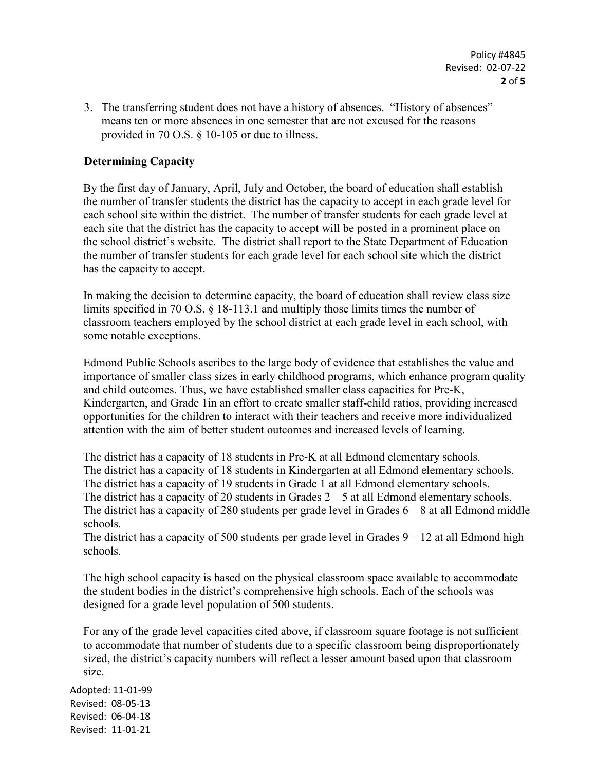3. The transferring student does not have a history of absences. "History of absences" means ten or more absences in one semester that are not excused for the reasons provided in 70 O.S. § 10-105 or due to illness.

**Determining Capacity**

By the first day of January, April, July and October, the board of education shall establish the number of transfer students the district has the capacity to accept in each grade level for each school site within the district. The number of transfer students for each grade level at each site that the district has the capacity to accept will be posted in a prominent place on the school district's website. The district shall report to the State Department of Education the number of transfer students for each grade level for each school site which the district has the capacity to accept.

In making the decision to determine capacity, the board of education shall review class size limits specified in 70 O.S. § 18-113.1 and multiply those limits times the number of classroom teachers employed by the school district at each grade level in each school, with some notable exceptions.

Edmond Public Schools ascribes to the large body of evidence that establishes the value and importance of smaller class sizes in early childhood programs, which enhance program quality and child outcomes. Thus, we have established smaller class capacities for Pre-K, Kindergarten, and Grade 1in an effort to create smaller staff-child ratios, providing increased opportunities for the children to interact with their teachers and receive more individualized attention with the aim of better student outcomes and increased levels of learning.

The district has a capacity of 18 students in Pre-K at all Edmond elementary schools.
The district has a capacity of 18 students in Kindergarten at all Edmond elementary schools.
The district has a capacity of 19 students in Grade 1 at all Edmond elementary schools.
The district has a capacity of 20 students in Grades 2 – 5 at all Edmond elementary schools.
The district has a capacity of 280 students per grade level in Grades 6 – 8 at all Edmond middle schools.
The district has a capacity of 500 students per grade level in Grades 9 – 12 at all Edmond high schools.

The high school capacity is based on the physical classroom space available to accommodate the student bodies in the district's comprehensive high schools. Each of the schools was designed for a grade level population of 500 students.

For any of the grade level capacities cited above, if classroom square footage is not sufficient to accommodate that number of students due to a specific classroom being disproportionately sized, the district's capacity numbers will reflect a lesser amount based upon that classroom size.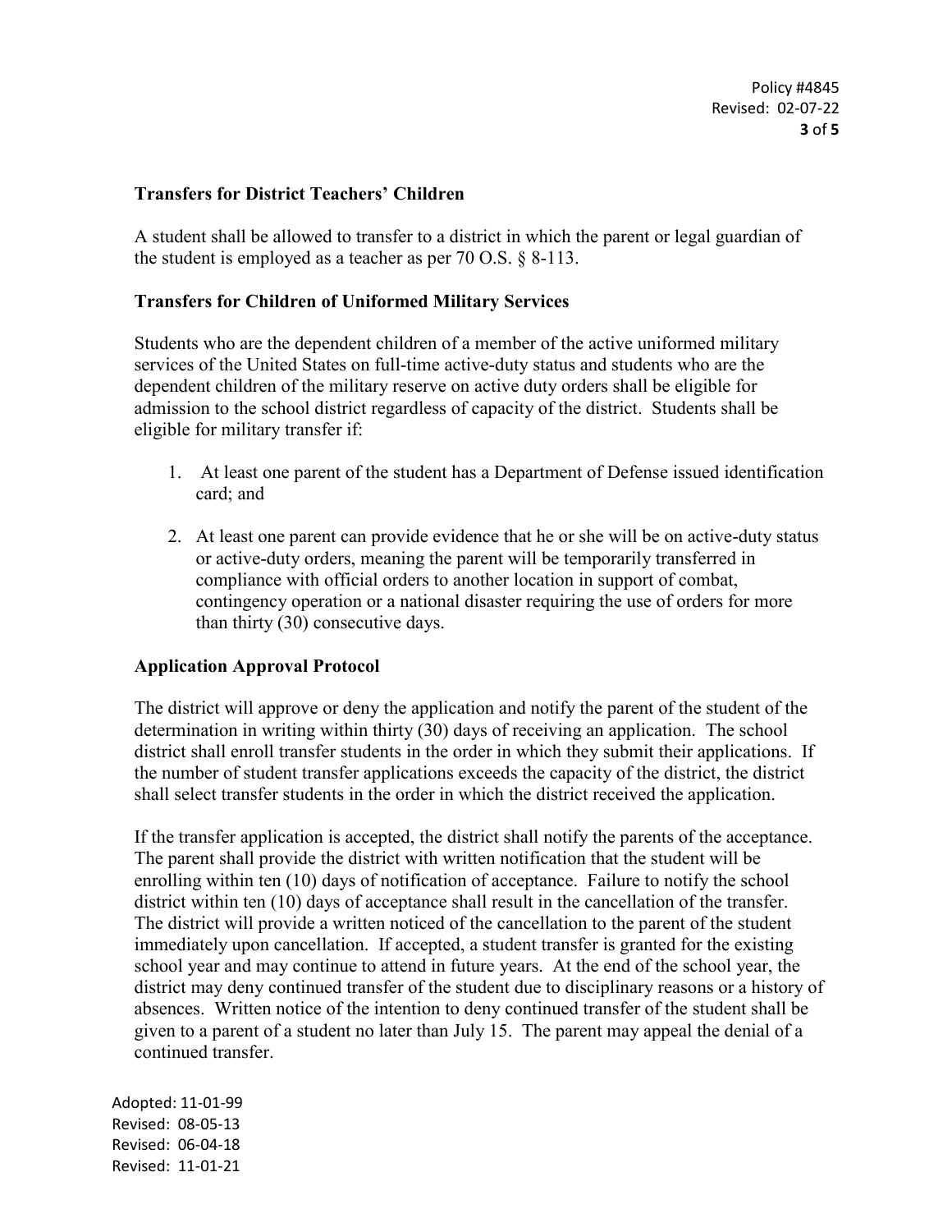### Transfers for District Teachers' Children

A student shall be allowed to transfer to a district in which the parent or legal guardian of the student is employed as a teacher as per 70 O.S. § 8-113.

### Transfers for Children of Uniformed Military Services

Students who are the dependent children of a member of the active uniformed military services of the United States on full-time active-duty status and students who are the dependent children of the military reserve on active duty orders shall be eligible for admission to the school district regardless of capacity of the district. Students shall be eligible for military transfer if:

1. At least one parent of the student has a Department of Defense issued identification card; and

2. At least one parent can provide evidence that he or she will be on active-duty status or active-duty orders, meaning the parent will be temporarily transferred in compliance with official orders to another location in support of combat, contingency operation or a national disaster requiring the use of orders for more than thirty (30) consecutive days.

### Application Approval Protocol

The district will approve or deny the application and notify the parent of the student of the determination in writing within thirty (30) days of receiving an application. The school district shall enroll transfer students in the order in which they submit their applications. If the number of student transfer applications exceeds the capacity of the district, the district shall select transfer students in the order in which the district received the application.

If the transfer application is accepted, the district shall notify the parents of the acceptance. The parent shall provide the district with written notification that the student will be enrolling within ten (10) days of notification of acceptance. Failure to notify the school district within ten (10) days of acceptance shall result in the cancellation of the transfer. The district will provide a written noticed of the cancellation to the parent of the student immediately upon cancellation. If accepted, a student transfer is granted for the existing school year and may continue to attend in future years. At the end of the school year, the district may deny continued transfer of the student due to disciplinary reasons or a history of absences. Written notice of the intention to deny continued transfer of the student shall be given to a parent of a student no later than July 15. The parent may appeal the denial of a continued transfer.

Adopted: 11-01-99
Revised: 08-05-13
Revised: 06-04-18
Revised: 11-01-21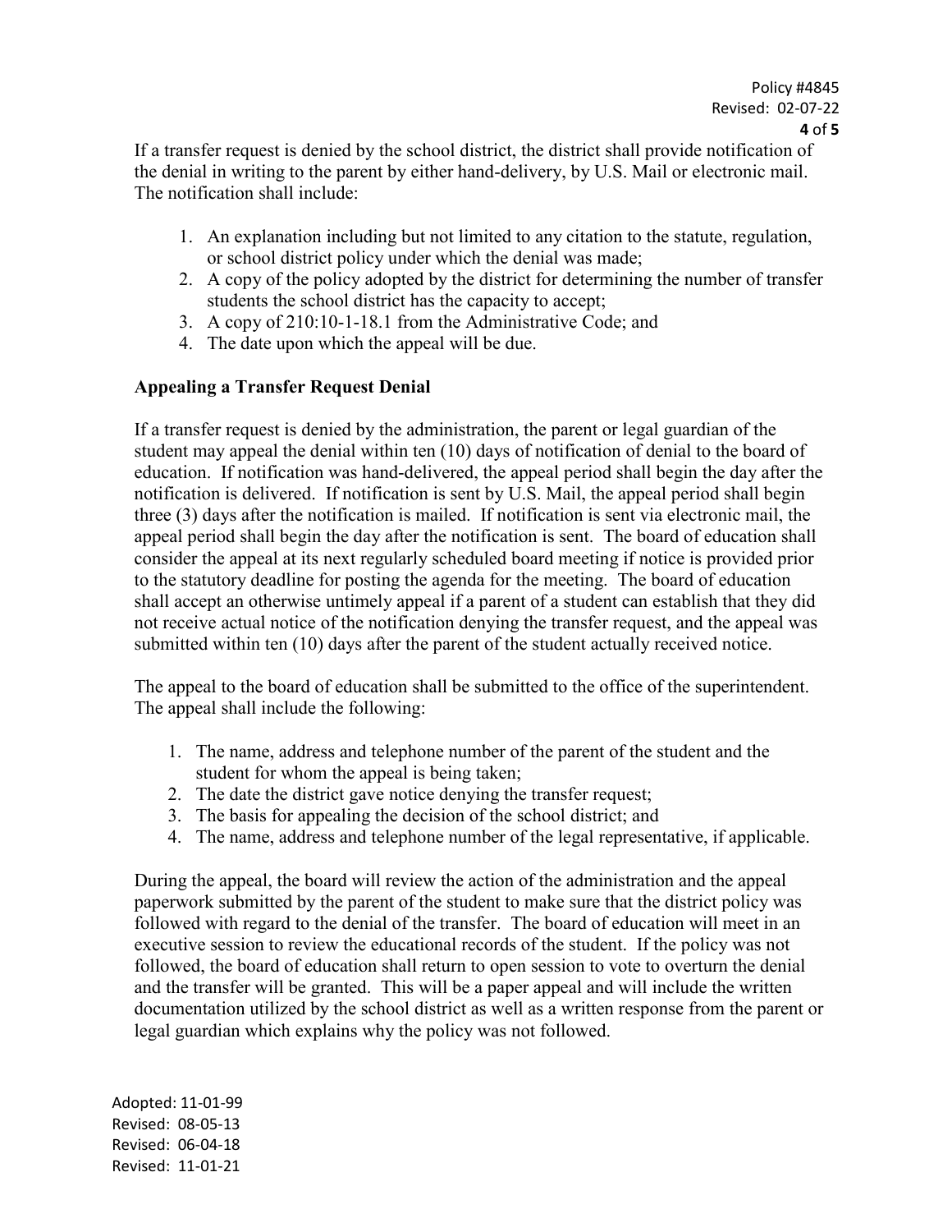If a transfer request is denied by the school district, the district shall provide notification of the denial in writing to the parent by either hand-delivery, by U.S. Mail or electronic mail. The notification shall include:

1. An explanation including but not limited to any citation to the statute, regulation, or school district policy under which the denial was made;
2. A copy of the policy adopted by the district for determining the number of transfer students the school district has the capacity to accept;
3. A copy of 210:10-1-18.1 from the Administrative Code; and
4. The date upon which the appeal will be due.

**Appealing a Transfer Request Denial**

If a transfer request is denied by the administration, the parent or legal guardian of the student may appeal the denial within ten (10) days of notification of denial to the board of education. If notification was hand-delivered, the appeal period shall begin the day after the notification is delivered. If notification is sent by U.S. Mail, the appeal period shall begin three (3) days after the notification is mailed. If notification is sent via electronic mail, the appeal period shall begin the day after the notification is sent. The board of education shall consider the appeal at its next regularly scheduled board meeting if notice is provided prior to the statutory deadline for posting the agenda for the meeting. The board of education shall accept an otherwise untimely appeal if a parent of a student can establish that they did not receive actual notice of the notification denying the transfer request, and the appeal was submitted within ten (10) days after the parent of the student actually received notice.

The appeal to the board of education shall be submitted to the office of the superintendent. The appeal shall include the following:

1. The name, address and telephone number of the parent of the student and the student for whom the appeal is being taken;
2. The date the district gave notice denying the transfer request;
3. The basis for appealing the decision of the school district; and
4. The name, address and telephone number of the legal representative, if applicable.

During the appeal, the board will review the action of the administration and the appeal paperwork submitted by the parent of the student to make sure that the district policy was followed with regard to the denial of the transfer. The board of education will meet in an executive session to review the educational records of the student. If the policy was not followed, the board of education shall return to open session to vote to overturn the denial and the transfer will be granted. This will be a paper appeal and will include the written documentation utilized by the school district as well as a written response from the parent or legal guardian which explains why the policy was not followed.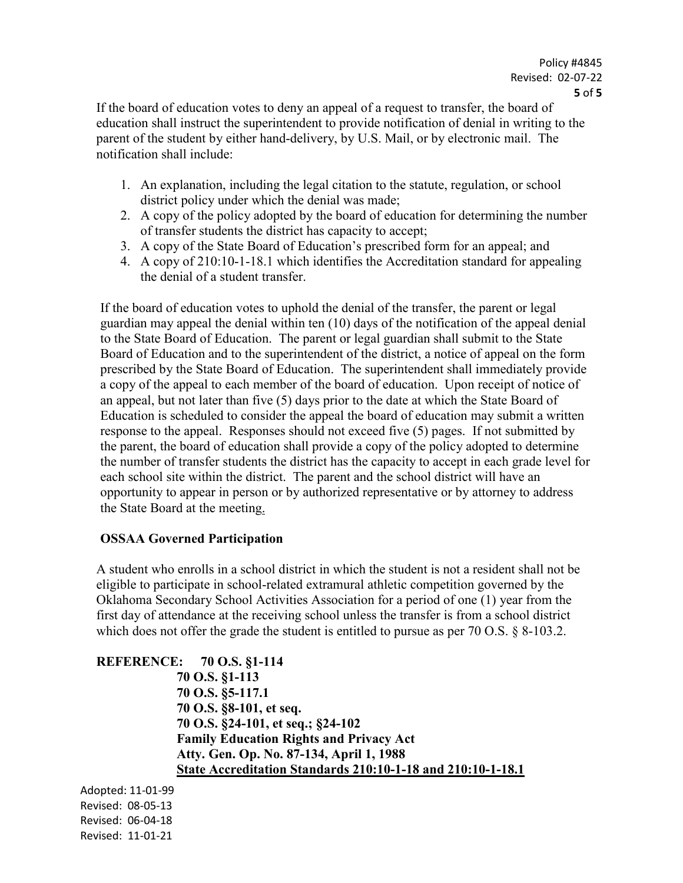If the board of education votes to deny an appeal of a request to transfer, the board of education shall instruct the superintendent to provide notification of denial in writing to the parent of the student by either hand-delivery, by U.S. Mail, or by electronic mail. The notification shall include:

1. An explanation, including the legal citation to the statute, regulation, or school district policy under which the denial was made;
2. A copy of the policy adopted by the board of education for determining the number of transfer students the district has capacity to accept;
3. A copy of the State Board of Education's prescribed form for an appeal; and
4. A copy of 210:10-1-18.1 which identifies the Accreditation standard for appealing the denial of a student transfer.

If the board of education votes to uphold the denial of the transfer, the parent or legal guardian may appeal the denial within ten (10) days of the notification of the appeal denial to the State Board of Education. The parent or legal guardian shall submit to the State Board of Education and to the superintendent of the district, a notice of appeal on the form prescribed by the State Board of Education. The superintendent shall immediately provide a copy of the appeal to each member of the board of education. Upon receipt of notice of an appeal, but not later than five (5) days prior to the date at which the State Board of Education is scheduled to consider the appeal the board of education may submit a written response to the appeal. Responses should not exceed five (5) pages. If not submitted by the parent, the board of education shall provide a copy of the policy adopted to determine the number of transfer students the district has the capacity to accept in each grade level for each school site within the district. The parent and the school district will have an opportunity to appear in person or by authorized representative or by attorney to address the State Board at the meeting.

**OSSAA Governed Participation**

A student who enrolls in a school district in which the student is not a resident shall not be eligible to participate in school-related extramural athletic competition governed by the Oklahoma Secondary School Activities Association for a period of one (1) year from the first day of attendance at the receiving school unless the transfer is from a school district which does not offer the grade the student is entitled to pursue as per 70 O.S. § 8-103.2.

**REFERENCE: 70 O.S. §1-114**
**70 O.S. §1-113**
**70 O.S. §5-117.1**
**70 O.S. §8-101, et seq.**
**70 O.S. §24-101, et seq.; §24-102**
**Family Education Rights and Privacy Act**
**Atty. Gen. Op. No. 87-134, April 1, 1988**
**State Accreditation Standards 210:10-1-18 and 210:10-1-18.1**

Adopted: 11-01-99
Revised: 08-05-13
Revised: 06-04-18
Revised: 11-01-21